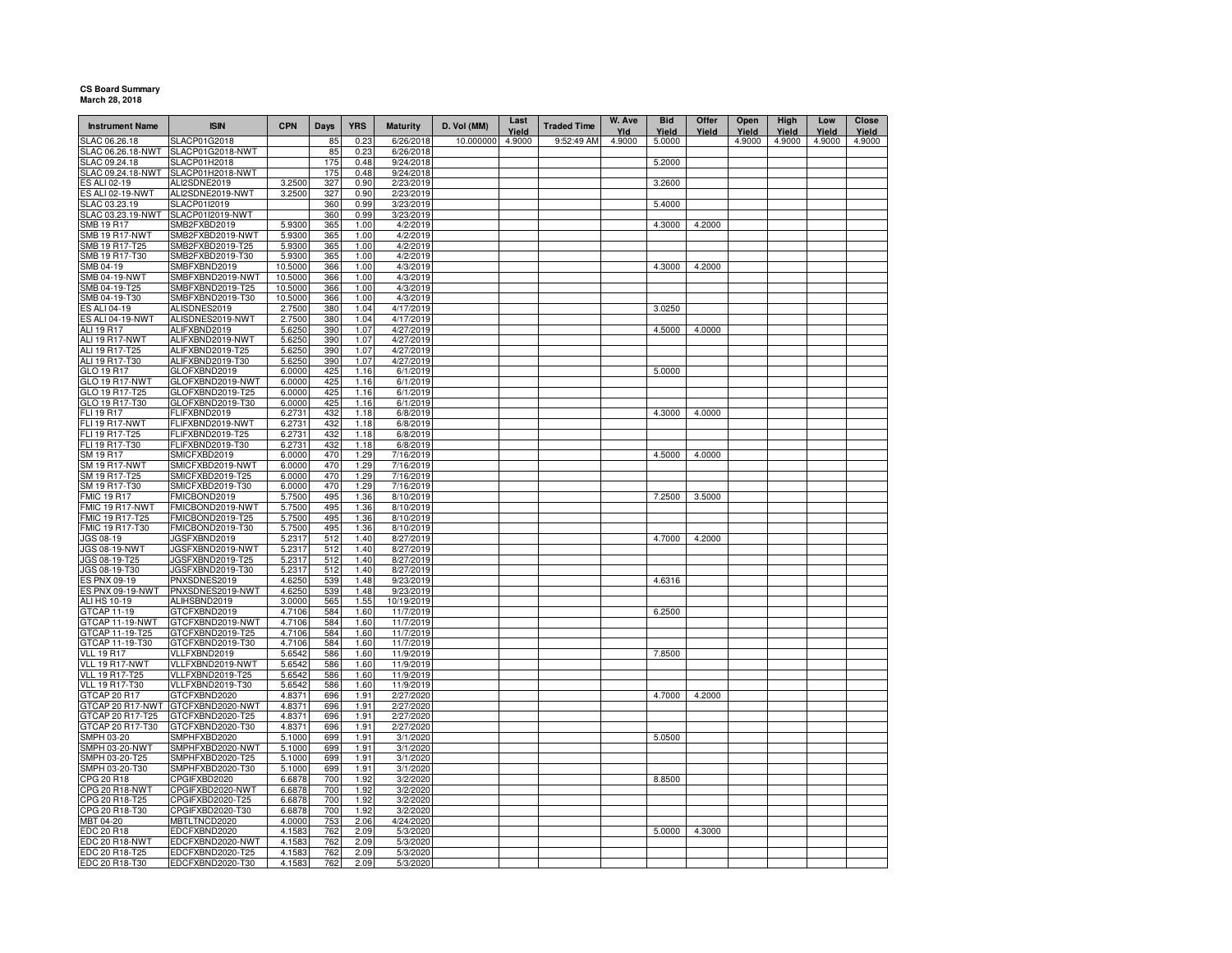**CS Board Summary**
**March 28, 2018**

| Instrument Name | ISIN | CPN | Days | YRS | Maturity | D. Vol (MM) | Last Yield | Traded Time | W. Ave Yld | Bid Yield | Offer Yield | Open Yield | High Yield | Low Yield | Close Yield |
|---|---|---|---|---|---|---|---|---|---|---|---|---|---|---|---|
| SLAC 06.26.18 | SLACP01G2018 | | 85 | 0.23 | 6/26/2018 | 10.000000 | 4.9000 | 9:52:49 AM | 4.9000 | 5.0000 | | 4.9000 | 4.9000 | 4.9000 | 4.9000 |
| SLAC 06.26.18-NWT | SLACP01G2018-NWT | | 85 | 0.23 | 6/26/2018 | | | | | | | | | | |
| SLAC 09.24.18 | SLACP01H2018 | | 175 | 0.48 | 9/24/2018 | | | | | 5.2000 | | | | | |
| SLAC 09.24.18-NWT | SLACP01H2018-NWT | | 175 | 0.48 | 9/24/2018 | | | | | | | | | | |
| ES ALI 02-19 | ALI2SDNE2019 | 3.2500 | 327 | 0.90 | 2/23/2019 | | | | | 3.2600 | | | | | |
| ES ALI 02-19-NWT | ALI2SDNE2019-NWT | 3.2500 | 327 | 0.90 | 2/23/2019 | | | | | | | | | | |
| SLAC 03.23.19 | SLACP01I2019 | | 360 | 0.99 | 3/23/2019 | | | | | 5.4000 | | | | | |
| SLAC 03.23.19-NWT | SLACP01I2019-NWT | | 360 | 0.99 | 3/23/2019 | | | | | | | | | | |
| SMB 19 R17 | SMB2FXBD2019 | 5.9300 | 365 | 1.00 | 4/2/2019 | | | | | 4.3000 | 4.2000 | | | | |
| SMB 19 R17-NWT | SMB2FXBD2019-NWT | 5.9300 | 365 | 1.00 | 4/2/2019 | | | | | | | | | | |
| SMB 19 R17-T25 | SMB2FXBD2019-T25 | 5.9300 | 365 | 1.00 | 4/2/2019 | | | | | | | | | | |
| SMB 19 R17-T30 | SMB2FXBD2019-T30 | 5.9300 | 365 | 1.00 | 4/2/2019 | | | | | | | | | | |
| SMB 04-19 | SMBFXBND2019 | 10.5000 | 366 | 1.00 | 4/3/2019 | | | | | 4.3000 | 4.2000 | | | | |
| SMB 04-19-NWT | SMBFXBND2019-NWT | 10.5000 | 366 | 1.00 | 4/3/2019 | | | | | | | | | | |
| SMB 04-19-T25 | SMBFXBND2019-T25 | 10.5000 | 366 | 1.00 | 4/3/2019 | | | | | | | | | | |
| SMB 04-19-T30 | SMBFXBND2019-T30 | 10.5000 | 366 | 1.00 | 4/3/2019 | | | | | | | | | | |
| ES ALI 04-19 | ALISDNES2019 | 2.7500 | 380 | 1.04 | 4/17/2019 | | | | | 3.0250 | | | | | |
| ES ALI 04-19-NWT | ALISDNES2019-NWT | 2.7500 | 380 | 1.04 | 4/17/2019 | | | | | | | | | | |
| ALI 19 R17 | ALIFXBND2019 | 5.6250 | 390 | 1.07 | 4/27/2019 | | | | | 4.5000 | 4.0000 | | | | |
| ALI 19 R17-NWT | ALIFXBND2019-NWT | 5.6250 | 390 | 1.07 | 4/27/2019 | | | | | | | | | | |
| ALI 19 R17-T25 | ALIFXBND2019-T25 | 5.6250 | 390 | 1.07 | 4/27/2019 | | | | | | | | | | |
| ALI 19 R17-T30 | ALIFXBND2019-T30 | 5.6250 | 390 | 1.07 | 4/27/2019 | | | | | | | | | | |
| GLO 19 R17 | GLOFXBND2019 | 6.0000 | 425 | 1.16 | 6/1/2019 | | | | | 5.0000 | | | | | |
| GLO 19 R17-NWT | GLOFXBND2019-NWT | 6.0000 | 425 | 1.16 | 6/1/2019 | | | | | | | | | | |
| GLO 19 R17-T25 | GLOFXBND2019-T25 | 6.0000 | 425 | 1.16 | 6/1/2019 | | | | | | | | | | |
| GLO 19 R17-T30 | GLOFXBND2019-T30 | 6.0000 | 425 | 1.16 | 6/1/2019 | | | | | | | | | | |
| FLI 19 R17 | FLIFXBND2019 | 6.2731 | 432 | 1.18 | 6/8/2019 | | | | | 4.3000 | 4.0000 | | | | |
| FLI 19 R17-NWT | FLIFXBND2019-NWT | 6.2731 | 432 | 1.18 | 6/8/2019 | | | | | | | | | | |
| FLI 19 R17-T25 | FLIFXBND2019-T25 | 6.2731 | 432 | 1.18 | 6/8/2019 | | | | | | | | | | |
| FLI 19 R17-T30 | FLIFXBND2019-T30 | 6.2731 | 432 | 1.18 | 6/8/2019 | | | | | | | | | | |
| SM 19 R17 | SMICFXBD2019 | 6.0000 | 470 | 1.29 | 7/16/2019 | | | | | 4.5000 | 4.0000 | | | | |
| SM 19 R17-NWT | SMICFXBD2019-NWT | 6.0000 | 470 | 1.29 | 7/16/2019 | | | | | | | | | | |
| SM 19 R17-T25 | SMICFXBD2019-T25 | 6.0000 | 470 | 1.29 | 7/16/2019 | | | | | | | | | | |
| SM 19 R17-T30 | SMICFXBD2019-T30 | 6.0000 | 470 | 1.29 | 7/16/2019 | | | | | | | | | | |
| FMIC 19 R17 | FMICBOND2019 | 5.7500 | 495 | 1.36 | 8/10/2019 | | | | | 7.2500 | 3.5000 | | | | |
| FMIC 19 R17-NWT | FMICBOND2019-NWT | 5.7500 | 495 | 1.36 | 8/10/2019 | | | | | | | | | | |
| FMIC 19 R17-T25 | FMICBOND2019-T25 | 5.7500 | 495 | 1.36 | 8/10/2019 | | | | | | | | | | |
| FMIC 19 R17-T30 | FMICBOND2019-T30 | 5.7500 | 495 | 1.36 | 8/10/2019 | | | | | | | | | | |
| JGS 08-19 | JGSFXBND2019 | 5.2317 | 512 | 1.40 | 8/27/2019 | | | | | 4.7000 | 4.2000 | | | | |
| JGS 08-19-NWT | JGSFXBND2019-NWT | 5.2317 | 512 | 1.40 | 8/27/2019 | | | | | | | | | | |
| JGS 08-19-T25 | JGSFXBND2019-T25 | 5.2317 | 512 | 1.40 | 8/27/2019 | | | | | | | | | | |
| JGS 08-19-T30 | JGSFXBND2019-T30 | 5.2317 | 512 | 1.40 | 8/27/2019 | | | | | | | | | | |
| ES PNX 09-19 | PNXSDNES2019 | 4.6250 | 539 | 1.48 | 9/23/2019 | | | | | 4.6316 | | | | | |
| ES PNX 09-19-NWT | PNXSDNES2019-NWT | 4.6250 | 539 | 1.48 | 9/23/2019 | | | | | | | | | | |
| ALI HS 10-19 | ALIHSBND2019 | 3.0000 | 565 | 1.55 | 10/19/2019 | | | | | | | | | | |
| GTCAP 11-19 | GTCFXBND2019 | 4.7106 | 584 | 1.60 | 11/7/2019 | | | | | 6.2500 | | | | | |
| GTCAP 11-19-NWT | GTCFXBND2019-NWT | 4.7106 | 584 | 1.60 | 11/7/2019 | | | | | | | | | | |
| GTCAP 11-19-T25 | GTCFXBND2019-T25 | 4.7106 | 584 | 1.60 | 11/7/2019 | | | | | | | | | | |
| GTCAP 11-19-T30 | GTCFXBND2019-T30 | 4.7106 | 584 | 1.60 | 11/7/2019 | | | | | | | | | | |
| VLL 19 R17 | VLLFXBND2019 | 5.6542 | 586 | 1.60 | 11/9/2019 | | | | | 7.8500 | | | | | |
| VLL 19 R17-NWT | VLLFXBND2019-NWT | 5.6542 | 586 | 1.60 | 11/9/2019 | | | | | | | | | | |
| VLL 19 R17-T25 | VLLFXBND2019-T25 | 5.6542 | 586 | 1.60 | 11/9/2019 | | | | | | | | | | |
| VLL 19 R17-T30 | VLLFXBND2019-T30 | 5.6542 | 586 | 1.60 | 11/9/2019 | | | | | | | | | | |
| GTCAP 20 R17 | GTCFXBND2020 | 4.8371 | 696 | 1.91 | 2/27/2020 | | | | | 4.7000 | 4.2000 | | | | |
| GTCAP 20 R17-NWT | GTCFXBND2020-NWT | 4.8371 | 696 | 1.91 | 2/27/2020 | | | | | | | | | | |
| GTCAP 20 R17-T25 | GTCFXBND2020-T25 | 4.8371 | 696 | 1.91 | 2/27/2020 | | | | | | | | | | |
| GTCAP 20 R17-T30 | GTCFXBND2020-T30 | 4.8371 | 696 | 1.91 | 2/27/2020 | | | | | | | | | | |
| SMPH 03-20 | SMPHFXBD2020 | 5.1000 | 699 | 1.91 | 3/1/2020 | | | | | 5.0500 | | | | | |
| SMPH 03-20-NWT | SMPHFXBD2020-NWT | 5.1000 | 699 | 1.91 | 3/1/2020 | | | | | | | | | | |
| SMPH 03-20-T25 | SMPHFXBD2020-T25 | 5.1000 | 699 | 1.91 | 3/1/2020 | | | | | | | | | | |
| SMPH 03-20-T30 | SMPHFXBD2020-T30 | 5.1000 | 699 | 1.91 | 3/1/2020 | | | | | | | | | | |
| CPG 20 R18 | CPGIFXBD2020 | 6.6878 | 700 | 1.92 | 3/2/2020 | | | | | 8.8500 | | | | | |
| CPG 20 R18-NWT | CPGIFXBD2020-NWT | 6.6878 | 700 | 1.92 | 3/2/2020 | | | | | | | | | | |
| CPG 20 R18-T25 | CPGIFXBD2020-T25 | 6.6878 | 700 | 1.92 | 3/2/2020 | | | | | | | | | | |
| CPG 20 R18-T30 | CPGIFXBD2020-T30 | 6.6878 | 700 | 1.92 | 3/2/2020 | | | | | | | | | | |
| MBT 04-20 | MBTLTNCD2020 | 4.0000 | 753 | 2.06 | 4/24/2020 | | | | | | | | | | |
| EDC 20 R18 | EDCFXBND2020 | 4.1583 | 762 | 2.09 | 5/3/2020 | | | | | 5.0000 | 4.3000 | | | | |
| EDC 20 R18-NWT | EDCFXBND2020-NWT | 4.1583 | 762 | 2.09 | 5/3/2020 | | | | | | | | | | |
| EDC 20 R18-T25 | EDCFXBND2020-T25 | 4.1583 | 762 | 2.09 | 5/3/2020 | | | | | | | | | | |
| EDC 20 R18-T30 | EDCFXBND2020-T30 | 4.1583 | 762 | 2.09 | 5/3/2020 | | | | | | | | | | |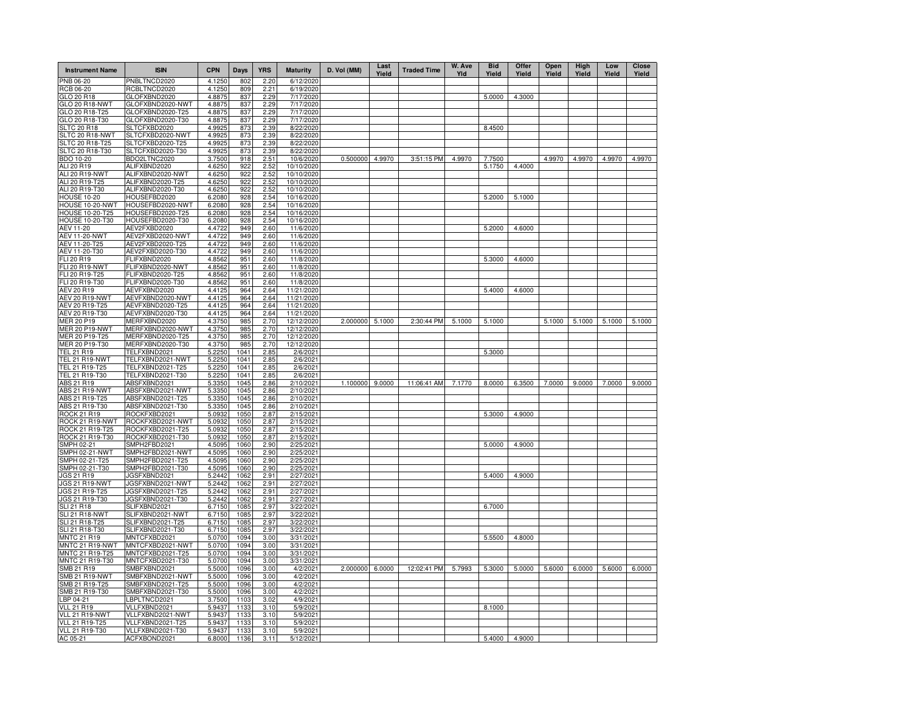| Instrument Name | ISIN | CPN | Days | YRS | Maturity | D. Vol (MM) | Last Yield | Traded Time | W. Ave Yld | Bid Yield | Offer Yield | Open Yield | High Yield | Low Yield | Close Yield |
|---|---|---|---|---|---|---|---|---|---|---|---|---|---|---|---|
| PNB 06-20 | PNBLTNCD2020 | 4.1250 | 802 | 2.20 | 6/12/2020 | | | | | | | | | | |
| RCB 06-20 | RCBLTNCD2020 | 4.1250 | 809 | 2.21 | 6/19/2020 | | | | | | | | | | |
| GLO 20 R18 | GLOFXBND2020 | 4.8875 | 837 | 2.29 | 7/17/2020 | | | | | 5.0000 | 4.3000 | | | | |
| GLO 20 R18-NWT | GLOFXBND2020-NWT | 4.8875 | 837 | 2.29 | 7/17/2020 | | | | | | | | | | |
| GLO 20 R18-T25 | GLOFXBND2020-T25 | 4.8875 | 837 | 2.29 | 7/17/2020 | | | | | | | | | | |
| GLO 20 R18-T30 | GLOFXBND2020-T30 | 4.8875 | 837 | 2.29 | 7/17/2020 | | | | | | | | | | |
| SLTC 20 R18 | SLTCFXBD2020 | 4.9925 | 873 | 2.39 | 8/22/2020 | | | | | 8.4500 | | | | | |
| SLTC 20 R18-NWT | SLTCFXBD2020-NWT | 4.9925 | 873 | 2.39 | 8/22/2020 | | | | | | | | | | |
| SLTC 20 R18-T25 | SLTCFXBD2020-T25 | 4.9925 | 873 | 2.39 | 8/22/2020 | | | | | | | | | | |
| SLTC 20 R18-T30 | SLTCFXBD2020-T30 | 4.9925 | 873 | 2.39 | 8/22/2020 | | | | | | | | | | |
| BDO 10-20 | BDO2LTNC2020 | 3.7500 | 918 | 2.51 | 10/6/2020 | 0.500000 | 4.9970 | 3:51:15 PM | 4.9970 | 7.7500 | | 4.9970 | 4.9970 | 4.9970 | 4.9970 |
| ALI 20 R19 | ALIFXBND2020 | 4.6250 | 922 | 2.52 | 10/10/2020 | | | | | 5.1750 | 4.4000 | | | | |
| ALI 20 R19-NWT | ALIFXBND2020-NWT | 4.6250 | 922 | 2.52 | 10/10/2020 | | | | | | | | | | |
| ALI 20 R19-T25 | ALIFXBND2020-T25 | 4.6250 | 922 | 2.52 | 10/10/2020 | | | | | | | | | | |
| ALI 20 R19-T30 | ALIFXBND2020-T30 | 4.6250 | 922 | 2.52 | 10/10/2020 | | | | | | | | | | |
| HOUSE 10-20 | HOUSEFBD2020 | 6.2080 | 928 | 2.54 | 10/16/2020 | | | | | 5.2000 | 5.1000 | | | | |
| HOUSE 10-20-NWT | HOUSEFBD2020-NWT | 6.2080 | 928 | 2.54 | 10/16/2020 | | | | | | | | | | |
| HOUSE 10-20-T25 | HOUSEFBD2020-T25 | 6.2080 | 928 | 2.54 | 10/16/2020 | | | | | | | | | | |
| HOUSE 10-20-T30 | HOUSEFBD2020-T30 | 6.2080 | 928 | 2.54 | 10/16/2020 | | | | | | | | | | |
| AEV 11-20 | AEV2FXBD2020 | 4.4722 | 949 | 2.60 | 11/6/2020 | | | | | 5.2000 | 4.6000 | | | | |
| AEV 11-20-NWT | AEV2FXBD2020-NWT | 4.4722 | 949 | 2.60 | 11/6/2020 | | | | | | | | | | |
| AEV 11-20-T25 | AEV2FXBD2020-T25 | 4.4722 | 949 | 2.60 | 11/6/2020 | | | | | | | | | | |
| AEV 11-20-T30 | AEV2FXBD2020-T30 | 4.4722 | 949 | 2.60 | 11/6/2020 | | | | | | | | | | |
| FLI 20 R19 | FLIFXBND2020 | 4.8562 | 951 | 2.60 | 11/8/2020 | | | | | 5.3000 | 4.6000 | | | | |
| FLI 20 R19-NWT | FLIFXBND2020-NWT | 4.8562 | 951 | 2.60 | 11/8/2020 | | | | | | | | | | |
| FLI 20 R19-T25 | FLIFXBND2020-T25 | 4.8562 | 951 | 2.60 | 11/8/2020 | | | | | | | | | | |
| FLI 20 R19-T30 | FLIFXBND2020-T30 | 4.8562 | 951 | 2.60 | 11/8/2020 | | | | | | | | | | |
| AEV 20 R19 | AEVFXBND2020 | 4.4125 | 964 | 2.64 | 11/21/2020 | | | | | 5.4000 | 4.6000 | | | | |
| AEV 20 R19-NWT | AEVFXBND2020-NWT | 4.4125 | 964 | 2.64 | 11/21/2020 | | | | | | | | | | |
| AEV 20 R19-T25 | AEVFXBND2020-T25 | 4.4125 | 964 | 2.64 | 11/21/2020 | | | | | | | | | | |
| AEV 20 R19-T30 | AEVFXBND2020-T30 | 4.4125 | 964 | 2.64 | 11/21/2020 | | | | | | | | | | |
| MER 20 P19 | MERFXBND2020 | 4.3750 | 985 | 2.70 | 12/12/2020 | 2.000000 | 5.1000 | 2:30:44 PM | 5.1000 | 5.1000 | | 5.1000 | 5.1000 | 5.1000 | 5.1000 |
| MER 20 P19-NWT | MERFXBND2020-NWT | 4.3750 | 985 | 2.70 | 12/12/2020 | | | | | | | | | | |
| MER 20 P19-T25 | MERFXBND2020-T25 | 4.3750 | 985 | 2.70 | 12/12/2020 | | | | | | | | | | |
| MER 20 P19-T30 | MERFXBND2020-T30 | 4.3750 | 985 | 2.70 | 12/12/2020 | | | | | | | | | | |
| TEL 21 R19 | TELFXBND2021 | 5.2250 | 1041 | 2.85 | 2/6/2021 | | | | | 5.3000 | | | | | |
| TEL 21 R19-NWT | TELFXBND2021-NWT | 5.2250 | 1041 | 2.85 | 2/6/2021 | | | | | | | | | | |
| TEL 21 R19-T25 | TELFXBND2021-T25 | 5.2250 | 1041 | 2.85 | 2/6/2021 | | | | | | | | | | |
| TEL 21 R19-T30 | TELFXBND2021-T30 | 5.2250 | 1041 | 2.85 | 2/6/2021 | | | | | | | | | | |
| ABS 21 R19 | ABSFXBND2021 | 5.3350 | 1045 | 2.86 | 2/10/2021 | 1.100000 | 9.0000 | 11:06:41 AM | 7.1770 | 8.0000 | 6.3500 | 7.0000 | 9.0000 | 7.0000 | 9.0000 |
| ABS 21 R19-NWT | ABSFXBND2021-NWT | 5.3350 | 1045 | 2.86 | 2/10/2021 | | | | | | | | | | |
| ABS 21 R19-T25 | ABSFXBND2021-T25 | 5.3350 | 1045 | 2.86 | 2/10/2021 | | | | | | | | | | |
| ABS 21 R19-T30 | ABSFXBND2021-T30 | 5.3350 | 1045 | 2.86 | 2/10/2021 | | | | | | | | | | |
| ROCK 21 R19 | ROCKFXBD2021 | 5.0932 | 1050 | 2.87 | 2/15/2021 | | | | | 5.3000 | 4.9000 | | | | |
| ROCK 21 R19-NWT | ROCKFXBD2021-NWT | 5.0932 | 1050 | 2.87 | 2/15/2021 | | | | | | | | | | |
| ROCK 21 R19-T25 | ROCKFXBD2021-T25 | 5.0932 | 1050 | 2.87 | 2/15/2021 | | | | | | | | | | |
| ROCK 21 R19-T30 | ROCKFXBD2021-T30 | 5.0932 | 1050 | 2.87 | 2/15/2021 | | | | | | | | | | |
| SMPH 02-21 | SMPH2FBD2021 | 4.5095 | 1060 | 2.90 | 2/25/2021 | | | | | 5.0000 | 4.9000 | | | | |
| SMPH 02-21-NWT | SMPH2FBD2021-NWT | 4.5095 | 1060 | 2.90 | 2/25/2021 | | | | | | | | | | |
| SMPH 02-21-T25 | SMPH2FBD2021-T25 | 4.5095 | 1060 | 2.90 | 2/25/2021 | | | | | | | | | | |
| SMPH 02-21-T30 | SMPH2FBD2021-T30 | 4.5095 | 1060 | 2.90 | 2/25/2021 | | | | | | | | | | |
| JGS 21 R19 | JGSFXBND2021 | 5.2442 | 1062 | 2.91 | 2/27/2021 | | | | | 5.4000 | 4.9000 | | | | |
| JGS 21 R19-NWT | JGSFXBND2021-NWT | 5.2442 | 1062 | 2.91 | 2/27/2021 | | | | | | | | | | |
| JGS 21 R19-T25 | JGSFXBND2021-T25 | 5.2442 | 1062 | 2.91 | 2/27/2021 | | | | | | | | | | |
| JGS 21 R19-T30 | JGSFXBND2021-T30 | 5.2442 | 1062 | 2.91 | 2/27/2021 | | | | | | | | | | |
| SLI 21 R18 | SLIFXBND2021 | 6.7150 | 1085 | 2.97 | 3/22/2021 | | | | | 6.7000 | | | | | |
| SLI 21 R18-NWT | SLIFXBND2021-NWT | 6.7150 | 1085 | 2.97 | 3/22/2021 | | | | | | | | | | |
| SLI 21 R18-T25 | SLIFXBND2021-T25 | 6.7150 | 1085 | 2.97 | 3/22/2021 | | | | | | | | | | |
| SLI 21 R18-T30 | SLIFXBND2021-T30 | 6.7150 | 1085 | 2.97 | 3/22/2021 | | | | | | | | | | |
| MNTC 21 R19 | MNTCFXBD2021 | 5.0700 | 1094 | 3.00 | 3/31/2021 | | | | | 5.5500 | 4.8000 | | | | |
| MNTC 21 R19-NWT | MNTCFXBD2021-NWT | 5.0700 | 1094 | 3.00 | 3/31/2021 | | | | | | | | | | |
| MNTC 21 R19-T25 | MNTCFXBD2021-T25 | 5.0700 | 1094 | 3.00 | 3/31/2021 | | | | | | | | | | |
| MNTC 21 R19-T30 | MNTCFXBD2021-T30 | 5.0700 | 1094 | 3.00 | 3/31/2021 | | | | | | | | | | |
| SMB 21 R19 | SMBFXBND2021 | 5.5000 | 1096 | 3.00 | 4/2/2021 | 2.000000 | 6.0000 | 12:02:41 PM | 5.7993 | 5.3000 | 5.0000 | 5.6000 | 6.0000 | 5.6000 | 6.0000 |
| SMB 21 R19-NWT | SMBFXBND2021-NWT | 5.5000 | 1096 | 3.00 | 4/2/2021 | | | | | | | | | | |
| SMB 21 R19-T25 | SMBFXBND2021-T25 | 5.5000 | 1096 | 3.00 | 4/2/2021 | | | | | | | | | | |
| SMB 21 R19-T30 | SMBFXBND2021-T30 | 5.5000 | 1096 | 3.00 | 4/2/2021 | | | | | | | | | | |
| LBP 04-21 | LBPLTNCD2021 | 3.7500 | 1103 | 3.02 | 4/9/2021 | | | | | | | | | | |
| VLL 21 R19 | VLLFXBND2021 | 5.9437 | 1133 | 3.10 | 5/9/2021 | | | | | 8.1000 | | | | | |
| VLL 21 R19-NWT | VLLFXBND2021-NWT | 5.9437 | 1133 | 3.10 | 5/9/2021 | | | | | | | | | | |
| VLL 21 R19-T25 | VLLFXBND2021-T25 | 5.9437 | 1133 | 3.10 | 5/9/2021 | | | | | | | | | | |
| VLL 21 R19-T30 | VLLFXBND2021-T30 | 5.9437 | 1133 | 3.10 | 5/9/2021 | | | | | | | | | | |
| AC 05-21 | ACFXBOND2021 | 6.8000 | 1136 | 3.11 | 5/12/2021 | | | | | 5.4000 | 4.9000 | | | | |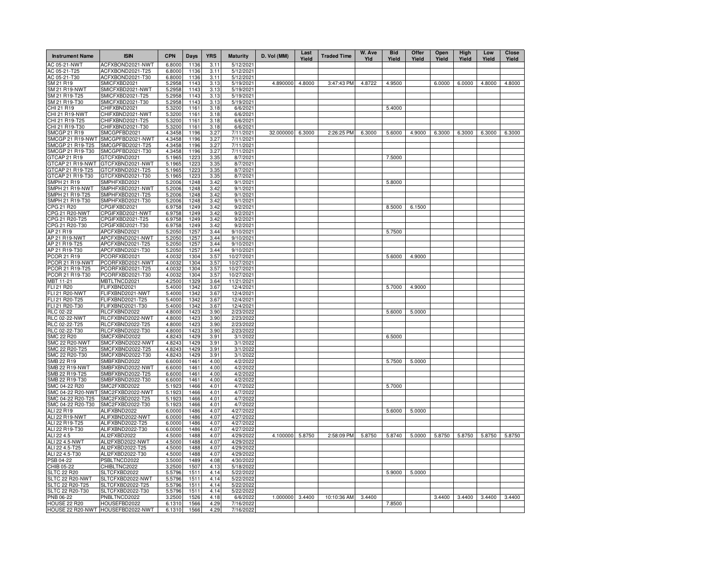| Instrument Name | ISIN | CPN | Days | YRS | Maturity | D. Vol (MM) | Last Yield | Traded Time | W. Ave Yld | Bid Yield | Offer Yield | Open Yield | High Yield | Low Yield | Close Yield |
|---|---|---|---|---|---|---|---|---|---|---|---|---|---|---|---|
| AC 05-21-NWT | ACFXBOND2021-NWT | 6.8000 | 1136 | 3.11 | 5/12/2021 | | | | | | | | | | |
| AC 05-21-T25 | ACFXBOND2021-T25 | 6.8000 | 1136 | 3.11 | 5/12/2021 | | | | | | | | | | |
| AC 05-21-T30 | ACFXBOND2021-T30 | 6.8000 | 1136 | 3.11 | 5/12/2021 | | | | | | | | | | |
| SM 21 R19 | SMICFXBD2021 | 5.2958 | 1143 | 3.13 | 5/19/2021 | 4.890000 | 4.8000 | 3:47:43 PM | 4.8722 | 4.9500 | | 6.0000 | 6.0000 | 4.8000 | 4.8000 |
| SM 21 R19-NWT | SMICFXBD2021-NWT | 5.2958 | 1143 | 3.13 | 5/19/2021 | | | | | | | | | | |
| SM 21 R19-T25 | SMICFXBD2021-T25 | 5.2958 | 1143 | 3.13 | 5/19/2021 | | | | | | | | | | |
| SM 21 R19-T30 | SMICFXBD2021-T30 | 5.2958 | 1143 | 3.13 | 5/19/2021 | | | | | | | | | | |
| CHI 21 R19 | CHIFXBND2021 | 5.3200 | 1161 | 3.18 | 6/6/2021 | | | | | 5.4000 | | | | | |
| CHI 21 R19-NWT | CHIFXBND2021-NWT | 5.3200 | 1161 | 3.18 | 6/6/2021 | | | | | | | | | | |
| CHI 21 R19-T25 | CHIFXBND2021-T25 | 5.3200 | 1161 | 3.18 | 6/6/2021 | | | | | | | | | | |
| CHI 21 R19-T30 | CHIFXBND2021-T30 | 5.3200 | 1161 | 3.18 | 6/6/2021 | | | | | | | | | | |
| SMCGP 21 R19 | SMCGPFBD2021 | 4.3458 | 1196 | 3.27 | 7/11/2021 | 32.000000 | 6.3000 | 2:26:25 PM | 6.3000 | 5.6000 | 4.9000 | 6.3000 | 6.3000 | 6.3000 | 6.3000 |
| SMCGP 21 R19-NWT | SMCGPFBD2021-NWT | 4.3458 | 1196 | 3.27 | 7/11/2021 | | | | | | | | | | |
| SMCGP 21 R19-T25 | SMCGPFBD2021-T25 | 4.3458 | 1196 | 3.27 | 7/11/2021 | | | | | | | | | | |
| SMCGP 21 R19-T30 | SMCGPFBD2021-T30 | 4.3458 | 1196 | 3.27 | 7/11/2021 | | | | | | | | | | |
| GTCAP 21 R19 | GTCFXBND2021 | 5.1965 | 1223 | 3.35 | 8/7/2021 | | | | | 7.5000 | | | | | |
| GTCAP 21 R19-NWT | GTCFXBND2021-NWT | 5.1965 | 1223 | 3.35 | 8/7/2021 | | | | | | | | | | |
| GTCAP 21 R19-T25 | GTCFXBND2021-T25 | 5.1965 | 1223 | 3.35 | 8/7/2021 | | | | | | | | | | |
| GTCAP 21 R19-T30 | GTCFXBND2021-T30 | 5.1965 | 1223 | 3.35 | 8/7/2021 | | | | | | | | | | |
| SMPH 21 R19 | SMPHFXBD2021 | 5.2006 | 1248 | 3.42 | 9/1/2021 | | | | | 5.8000 | | | | | |
| SMPH 21 R19-NWT | SMPHFXBD2021-NWT | 5.2006 | 1248 | 3.42 | 9/1/2021 | | | | | | | | | | |
| SMPH 21 R19-T25 | SMPHFXBD2021-T25 | 5.2006 | 1248 | 3.42 | 9/1/2021 | | | | | | | | | | |
| SMPH 21 R19-T30 | SMPHFXBD2021-T30 | 5.2006 | 1248 | 3.42 | 9/1/2021 | | | | | | | | | | |
| CPG 21 R20 | CPGIFXBD2021 | 6.9758 | 1249 | 3.42 | 9/2/2021 | | | | | 8.5000 | 6.1500 | | | | |
| CPG 21 R20-NWT | CPGIFXBD2021-NWT | 6.9758 | 1249 | 3.42 | 9/2/2021 | | | | | | | | | | |
| CPG 21 R20-T25 | CPGIFXBD2021-T25 | 6.9758 | 1249 | 3.42 | 9/2/2021 | | | | | | | | | | |
| CPG 21 R20-T30 | CPGIFXBD2021-T30 | 6.9758 | 1249 | 3.42 | 9/2/2021 | | | | | | | | | | |
| AP 21 R19 | APCFXBND2021 | 5.2050 | 1257 | 3.44 | 9/10/2021 | | | | | 5.7500 | | | | | |
| AP 21 R19-NWT | APCFXBND2021-NWT | 5.2050 | 1257 | 3.44 | 9/10/2021 | | | | | | | | | | |
| AP 21 R19-T25 | APCFXBND2021-T25 | 5.2050 | 1257 | 3.44 | 9/10/2021 | | | | | | | | | | |
| AP 21 R19-T30 | APCFXBND2021-T30 | 5.2050 | 1257 | 3.44 | 9/10/2021 | | | | | | | | | | |
| PCOR 21 R19 | PCORFXBD2021 | 4.0032 | 1304 | 3.57 | 10/27/2021 | | | | | 5.6000 | 4.9000 | | | | |
| PCOR 21 R19-NWT | PCORFXBD2021-NWT | 4.0032 | 1304 | 3.57 | 10/27/2021 | | | | | | | | | | |
| PCOR 21 R19-T25 | PCORFXBD2021-T25 | 4.0032 | 1304 | 3.57 | 10/27/2021 | | | | | | | | | | |
| PCOR 21 R19-T30 | PCORFXBD2021-T30 | 4.0032 | 1304 | 3.57 | 10/27/2021 | | | | | | | | | | |
| MBT 11-21 | MBTLTNCD2021 | 4.2500 | 1329 | 3.64 | 11/21/2021 | | | | | | | | | | |
| FLI 21 R20 | FLIFXBND2021 | 5.4000 | 1342 | 3.67 | 12/4/2021 | | | | | 5.7000 | 4.9000 | | | | |
| FLI 21 R20-NWT | FLIFXBND2021-NWT | 5.4000 | 1342 | 3.67 | 12/4/2021 | | | | | | | | | | |
| FLI 21 R20-T25 | FLIFXBND2021-T25 | 5.4000 | 1342 | 3.67 | 12/4/2021 | | | | | | | | | | |
| FLI 21 R20-T30 | FLIFXBND2021-T30 | 5.4000 | 1342 | 3.67 | 12/4/2021 | | | | | | | | | | |
| RLC 02-22 | RLCFXBND2022 | 4.8000 | 1423 | 3.90 | 2/23/2022 | | | | | 5.6000 | 5.0000 | | | | |
| RLC 02-22-NWT | RLCFXBND2022-NWT | 4.8000 | 1423 | 3.90 | 2/23/2022 | | | | | | | | | | |
| RLC 02-22-T25 | RLCFXBND2022-T25 | 4.8000 | 1423 | 3.90 | 2/23/2022 | | | | | | | | | | |
| RLC 02-22-T30 | RLCFXBND2022-T30 | 4.8000 | 1423 | 3.90 | 2/23/2022 | | | | | | | | | | |
| SMC 22 R20 | SMCFXBND2022 | 4.8243 | 1429 | 3.91 | 3/1/2022 | | | | | 6.5000 | | | | | |
| SMC 22 R20-NWT | SMCFXBND2022-NWT | 4.8243 | 1429 | 3.91 | 3/1/2022 | | | | | | | | | | |
| SMC 22 R20-T25 | SMCFXBND2022-T25 | 4.8243 | 1429 | 3.91 | 3/1/2022 | | | | | | | | | | |
| SMC 22 R20-T30 | SMCFXBND2022-T30 | 4.8243 | 1429 | 3.91 | 3/1/2022 | | | | | | | | | | |
| SMB 22 R19 | SMBFXBND2022 | 6.6000 | 1461 | 4.00 | 4/2/2022 | | | | | 5.7500 | 5.0000 | | | | |
| SMB 22 R19-NWT | SMBFXBND2022-NWT | 6.6000 | 1461 | 4.00 | 4/2/2022 | | | | | | | | | | |
| SMB 22 R19-T25 | SMBFXBND2022-T25 | 6.6000 | 1461 | 4.00 | 4/2/2022 | | | | | | | | | | |
| SMB 22 R19-T30 | SMBFXBND2022-T30 | 6.6000 | 1461 | 4.00 | 4/2/2022 | | | | | | | | | | |
| SMC 04-22 R20 | SMC2FXBD2022 | 5.1923 | 1466 | 4.01 | 4/7/2022 | | | | | 5.7000 | | | | | |
| SMC 04-22 R20-NWT | SMC2FXBD2022-NWT | 5.1923 | 1466 | 4.01 | 4/7/2022 | | | | | | | | | | |
| SMC 04-22 R20-T25 | SMC2FXBD2022-T25 | 5.1923 | 1466 | 4.01 | 4/7/2022 | | | | | | | | | | |
| SMC 04-22 R20-T30 | SMC2FXBD2022-T30 | 5.1923 | 1466 | 4.01 | 4/7/2022 | | | | | | | | | | |
| ALI 22 R19 | ALIFXBND2022 | 6.0000 | 1486 | 4.07 | 4/27/2022 | | | | | 5.6000 | 5.0000 | | | | |
| ALI 22 R19-NWT | ALIFXBND2022-NWT | 6.0000 | 1486 | 4.07 | 4/27/2022 | | | | | | | | | | |
| ALI 22 R19-T25 | ALIFXBND2022-T25 | 6.0000 | 1486 | 4.07 | 4/27/2022 | | | | | | | | | | |
| ALI 22 R19-T30 | ALIFXBND2022-T30 | 6.0000 | 1486 | 4.07 | 4/27/2022 | | | | | | | | | | |
| ALI 22 4.5 | ALI2FXBD2022 | 4.5000 | 1488 | 4.07 | 4/29/2022 | 4.100000 | 5.8750 | 2:58:09 PM | 5.8750 | 5.8740 | 5.0000 | 5.8750 | 5.8750 | 5.8750 | 5.8750 |
| ALI 22 4.5-NWT | ALI2FXBD2022-NWT | 4.5000 | 1488 | 4.07 | 4/29/2022 | | | | | | | | | | |
| ALI 22 4.5-T25 | ALI2FXBD2022-T25 | 4.5000 | 1488 | 4.07 | 4/29/2022 | | | | | | | | | | |
| ALI 22 4.5-T30 | ALI2FXBD2022-T30 | 4.5000 | 1488 | 4.07 | 4/29/2022 | | | | | | | | | | |
| PSB 04-22 | PSBLTNCD2022 | 3.5000 | 1489 | 4.08 | 4/30/2022 | | | | | | | | | | |
| CHIB 05-22 | CHIBLTNC2022 | 3.2500 | 1507 | 4.13 | 5/18/2022 | | | | | | | | | | |
| SLTC 22 R20 | SLTCFXBD2022 | 5.5796 | 1511 | 4.14 | 5/22/2022 | | | | | 5.9000 | 5.0000 | | | | |
| SLTC 22 R20-NWT | SLTCFXBD2022-NWT | 5.5796 | 1511 | 4.14 | 5/22/2022 | | | | | | | | | | |
| SLTC 22 R20-T25 | SLTCFXBD2022-T25 | 5.5796 | 1511 | 4.14 | 5/22/2022 | | | | | | | | | | |
| SLTC 22 R20-T30 | SLTCFXBD2022-T30 | 5.5796 | 1511 | 4.14 | 5/22/2022 | | | | | | | | | | |
| PNB 06-22 | PNBLTNCD2022 | 3.2500 | 1526 | 4.18 | 6/6/2022 | 1.000000 | 3.4400 | 10:10:36 AM | 3.4400 | | | 3.4400 | 3.4400 | 3.4400 | 3.4400 |
| HOUSE 22 R20 | HOUSEFBD2022 | 6.1310 | 1566 | 4.29 | 7/16/2022 | | | | | 7.8500 | | | | | |
| HOUSE 22 R20-NWT | HOUSEFBD2022-NWT | 6.1310 | 1566 | 4.29 | 7/16/2022 | | | | | | | | | | |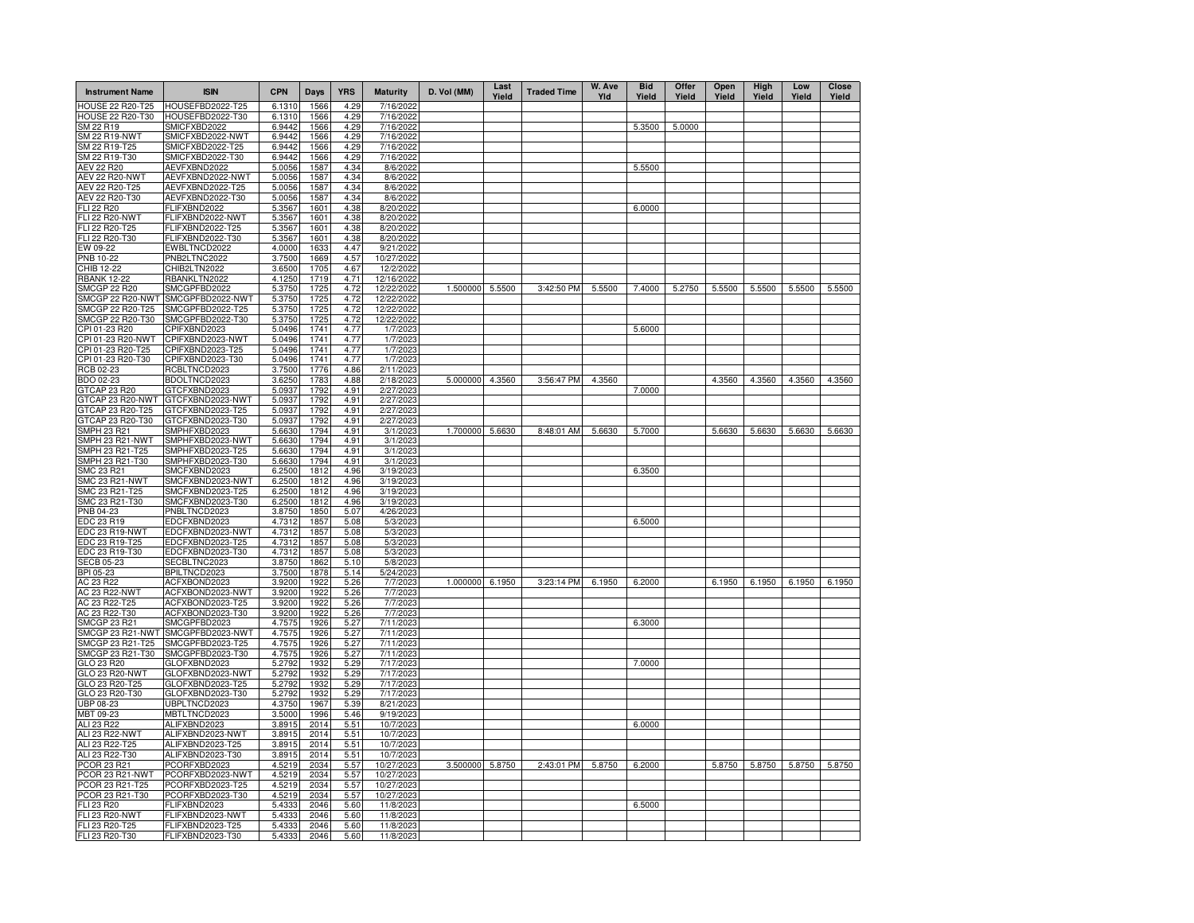| Instrument Name | ISIN | CPN | Days | YRS | Maturity | D. Vol (MM) | Last Yield | Traded Time | W. Ave Yld | Bid Yield | Offer Yield | Open Yield | High Yield | Low Yield | Close Yield |
|---|---|---|---|---|---|---|---|---|---|---|---|---|---|---|---|
| HOUSE 22 R20-T25 | HOUSEFBD2022-T25 | 6.1310 | 1566 | 4.29 | 7/16/2022 | | | | | | | | | | |
| HOUSE 22 R20-T30 | HOUSEFBD2022-T30 | 6.1310 | 1566 | 4.29 | 7/16/2022 | | | | | | | | | | |
| SM 22 R19 | SMICFXBD2022 | 6.9442 | 1566 | 4.29 | 7/16/2022 | | | | | 5.3500 | 5.0000 | | | | |
| SM 22 R19-NWT | SMICFXBD2022-NWT | 6.9442 | 1566 | 4.29 | 7/16/2022 | | | | | | | | | | |
| SM 22 R19-T25 | SMICFXBD2022-T25 | 6.9442 | 1566 | 4.29 | 7/16/2022 | | | | | | | | | | |
| SM 22 R19-T30 | SMICFXBD2022-T30 | 6.9442 | 1566 | 4.29 | 7/16/2022 | | | | | | | | | | |
| AEV 22 R20 | AEVFXBND2022 | 5.0056 | 1587 | 4.34 | 8/6/2022 | | | | | 5.5500 | | | | | |
| AEV 22 R20-NWT | AEVFXBND2022-NWT | 5.0056 | 1587 | 4.34 | 8/6/2022 | | | | | | | | | | |
| AEV 22 R20-T25 | AEVFXBND2022-T25 | 5.0056 | 1587 | 4.34 | 8/6/2022 | | | | | | | | | | |
| AEV 22 R20-T30 | AEVFXBND2022-T30 | 5.0056 | 1587 | 4.34 | 8/6/2022 | | | | | | | | | | |
| FLI 22 R20 | FLIFXBND2022 | 5.3567 | 1601 | 4.38 | 8/20/2022 | | | | | 6.0000 | | | | | |
| FLI 22 R20-NWT | FLIFXBND2022-NWT | 5.3567 | 1601 | 4.38 | 8/20/2022 | | | | | | | | | | |
| FLI 22 R20-T25 | FLIFXBND2022-T25 | 5.3567 | 1601 | 4.38 | 8/20/2022 | | | | | | | | | | |
| FLI 22 R20-T30 | FLIFXBND2022-T30 | 5.3567 | 1601 | 4.38 | 8/20/2022 | | | | | | | | | | |
| EW 09-22 | EWBLTNCD2022 | 4.0000 | 1633 | 4.47 | 9/21/2022 | | | | | | | | | | |
| PNB 10-22 | PNB2LTNC2022 | 3.7500 | 1669 | 4.57 | 10/27/2022 | | | | | | | | | | |
| CHIB 12-22 | CHIB2LTN2022 | 3.6500 | 1705 | 4.67 | 12/2/2022 | | | | | | | | | | |
| RBANK 12-22 | RBANKLTN2022 | 4.1250 | 1719 | 4.71 | 12/16/2022 | | | | | | | | | | |
| SMCGP 22 R20 | SMCGPFBD2022 | 5.3750 | 1725 | 4.72 | 12/22/2022 | 1.500000 | 5.5500 | 3:42:50 PM | 5.5500 | 7.4000 | 5.2750 | 5.5500 | 5.5500 | 5.5500 | 5.5500 |
| SMCGP 22 R20-NWT | SMCGPFBD2022-NWT | 5.3750 | 1725 | 4.72 | 12/22/2022 | | | | | | | | | | |
| SMCGP 22 R20-T25 | SMCGPFBD2022-T25 | 5.3750 | 1725 | 4.72 | 12/22/2022 | | | | | | | | | | |
| SMCGP 22 R20-T30 | SMCGPFBD2022-T30 | 5.3750 | 1725 | 4.72 | 12/22/2022 | | | | | | | | | | |
| CPI 01-23 R20 | CPIFXBND2023 | 5.0496 | 1741 | 4.77 | 1/7/2023 | | | | | 5.6000 | | | | | |
| CPI 01-23 R20-NWT | CPIFXBND2023-NWT | 5.0496 | 1741 | 4.77 | 1/7/2023 | | | | | | | | | | |
| CPI 01-23 R20-T25 | CPIFXBND2023-T25 | 5.0496 | 1741 | 4.77 | 1/7/2023 | | | | | | | | | | |
| CPI 01-23 R20-T30 | CPIFXBND2023-T30 | 5.0496 | 1741 | 4.77 | 1/7/2023 | | | | | | | | | | |
| RCB 02-23 | RCBLTNCD2023 | 3.7500 | 1776 | 4.86 | 2/11/2023 | | | | | | | | | | |
| BDO 02-23 | BDOLTNCD2023 | 3.6250 | 1783 | 4.88 | 2/18/2023 | 5.000000 | 4.3560 | 3:56:47 PM | 4.3560 | | | 4.3560 | 4.3560 | 4.3560 | 4.3560 |
| GTCAP 23 R20 | GTCFXBND2023 | 5.0937 | 1792 | 4.91 | 2/27/2023 | | | | | 7.0000 | | | | | |
| GTCAP 23 R20-NWT | GTCFXBND2023-NWT | 5.0937 | 1792 | 4.91 | 2/27/2023 | | | | | | | | | | |
| GTCAP 23 R20-T25 | GTCFXBND2023-T25 | 5.0937 | 1792 | 4.91 | 2/27/2023 | | | | | | | | | | |
| GTCAP 23 R20-T30 | GTCFXBND2023-T30 | 5.0937 | 1792 | 4.91 | 2/27/2023 | | | | | | | | | | |
| SMPH 23 R21 | SMPHFXBD2023 | 5.6630 | 1794 | 4.91 | 3/1/2023 | 1.700000 | 5.6630 | 8:48:01 AM | 5.6630 | 5.7000 | | 5.6630 | 5.6630 | 5.6630 | 5.6630 |
| SMPH 23 R21-NWT | SMPHFXBD2023-NWT | 5.6630 | 1794 | 4.91 | 3/1/2023 | | | | | | | | | | |
| SMPH 23 R21-T25 | SMPHFXBD2023-T25 | 5.6630 | 1794 | 4.91 | 3/1/2023 | | | | | | | | | | |
| SMPH 23 R21-T30 | SMPHFXBD2023-T30 | 5.6630 | 1794 | 4.91 | 3/1/2023 | | | | | | | | | | |
| SMC 23 R21 | SMCFXBND2023 | 6.2500 | 1812 | 4.96 | 3/19/2023 | | | | | 6.3500 | | | | | |
| SMC 23 R21-NWT | SMCFXBND2023-NWT | 6.2500 | 1812 | 4.96 | 3/19/2023 | | | | | | | | | | |
| SMC 23 R21-T25 | SMCFXBND2023-T25 | 6.2500 | 1812 | 4.96 | 3/19/2023 | | | | | | | | | | |
| SMC 23 R21-T30 | SMCFXBND2023-T30 | 6.2500 | 1812 | 4.96 | 3/19/2023 | | | | | | | | | | |
| PNB 04-23 | PNBLTNCD2023 | 3.8750 | 1850 | 5.07 | 4/26/2023 | | | | | | | | | | |
| EDC 23 R19 | EDCFXBND2023 | 4.7312 | 1857 | 5.08 | 5/3/2023 | | | | | 6.5000 | | | | | |
| EDC 23 R19-NWT | EDCFXBND2023-NWT | 4.7312 | 1857 | 5.08 | 5/3/2023 | | | | | | | | | | |
| EDC 23 R19-T25 | EDCFXBND2023-T25 | 4.7312 | 1857 | 5.08 | 5/3/2023 | | | | | | | | | | |
| EDC 23 R19-T30 | EDCFXBND2023-T30 | 4.7312 | 1857 | 5.08 | 5/3/2023 | | | | | | | | | | |
| SECB 05-23 | SECBLTNC2023 | 3.8750 | 1862 | 5.10 | 5/8/2023 | | | | | | | | | | |
| BPI 05-23 | BPILTNCD2023 | 3.7500 | 1878 | 5.14 | 5/24/2023 | | | | | | | | | | |
| AC 23 R22 | ACFXBOND2023 | 3.9200 | 1922 | 5.26 | 7/7/2023 | 1.000000 | 6.1950 | 3:23:14 PM | 6.1950 | 6.2000 | | 6.1950 | 6.1950 | 6.1950 | 6.1950 |
| AC 23 R22-NWT | ACFXBOND2023-NWT | 3.9200 | 1922 | 5.26 | 7/7/2023 | | | | | | | | | | |
| AC 23 R22-T25 | ACFXBOND2023-T25 | 3.9200 | 1922 | 5.26 | 7/7/2023 | | | | | | | | | | |
| AC 23 R22-T30 | ACFXBOND2023-T30 | 3.9200 | 1922 | 5.26 | 7/7/2023 | | | | | | | | | | |
| SMCGP 23 R21 | SMCGPFBD2023 | 4.7575 | 1926 | 5.27 | 7/11/2023 | | | | | 6.3000 | | | | | |
| SMCGP 23 R21-NWT | SMCGPFBD2023-NWT | 4.7575 | 1926 | 5.27 | 7/11/2023 | | | | | | | | | | |
| SMCGP 23 R21-T25 | SMCGPFBD2023-T25 | 4.7575 | 1926 | 5.27 | 7/11/2023 | | | | | | | | | | |
| SMCGP 23 R21-T30 | SMCGPFBD2023-T30 | 4.7575 | 1926 | 5.27 | 7/11/2023 | | | | | | | | | | |
| GLO 23 R20 | GLOFXBND2023 | 5.2792 | 1932 | 5.29 | 7/17/2023 | | | | | 7.0000 | | | | | |
| GLO 23 R20-NWT | GLOFXBND2023-NWT | 5.2792 | 1932 | 5.29 | 7/17/2023 | | | | | | | | | | |
| GLO 23 R20-T25 | GLOFXBND2023-T25 | 5.2792 | 1932 | 5.29 | 7/17/2023 | | | | | | | | | | |
| GLO 23 R20-T30 | GLOFXBND2023-T30 | 5.2792 | 1932 | 5.29 | 7/17/2023 | | | | | | | | | | |
| UBP 08-23 | UBPLTNCD2023 | 4.3750 | 1967 | 5.39 | 8/21/2023 | | | | | | | | | | |
| MBT 09-23 | MBTLTNCD2023 | 3.5000 | 1996 | 5.46 | 9/19/2023 | | | | | | | | | | |
| ALI 23 R22 | ALIFXBND2023 | 3.8915 | 2014 | 5.51 | 10/7/2023 | | | | | 6.0000 | | | | | |
| ALI 23 R22-NWT | ALIFXBND2023-NWT | 3.8915 | 2014 | 5.51 | 10/7/2023 | | | | | | | | | | |
| ALI 23 R22-T25 | ALIFXBND2023-T25 | 3.8915 | 2014 | 5.51 | 10/7/2023 | | | | | | | | | | |
| ALI 23 R22-T30 | ALIFXBND2023-T30 | 3.8915 | 2014 | 5.51 | 10/7/2023 | | | | | | | | | | |
| PCOR 23 R21 | PCORFXBD2023 | 4.5219 | 2034 | 5.57 | 10/27/2023 | 3.500000 | 5.8750 | 2:43:01 PM | 5.8750 | 6.2000 | | 5.8750 | 5.8750 | 5.8750 | 5.8750 |
| PCOR 23 R21-NWT | PCORFXBD2023-NWT | 4.5219 | 2034 | 5.57 | 10/27/2023 | | | | | | | | | | |
| PCOR 23 R21-T25 | PCORFXBD2023-T25 | 4.5219 | 2034 | 5.57 | 10/27/2023 | | | | | | | | | | |
| PCOR 23 R21-T30 | PCORFXBD2023-T30 | 4.5219 | 2034 | 5.57 | 10/27/2023 | | | | | | | | | | |
| FLI 23 R20 | FLIFXBND2023 | 5.4333 | 2046 | 5.60 | 11/8/2023 | | | | | 6.5000 | | | | | |
| FLI 23 R20-NWT | FLIFXBND2023-NWT | 5.4333 | 2046 | 5.60 | 11/8/2023 | | | | | | | | | | |
| FLI 23 R20-T25 | FLIFXBND2023-T25 | 5.4333 | 2046 | 5.60 | 11/8/2023 | | | | | | | | | | |
| FLI 23 R20-T30 | FLIFXBND2023-T30 | 5.4333 | 2046 | 5.60 | 11/8/2023 | | | | | | | | | | |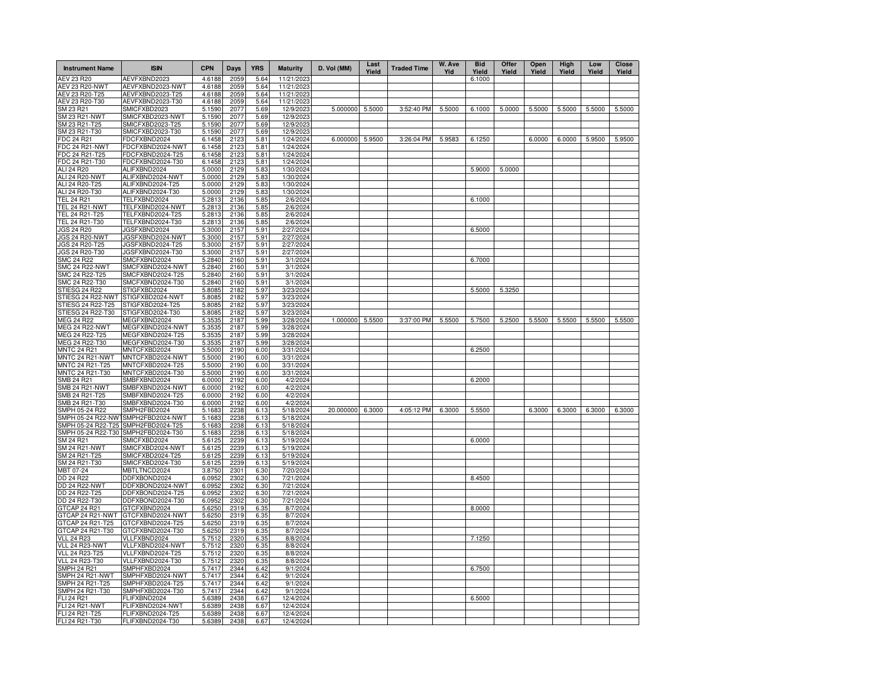| Instrument Name | ISIN | CPN | Days | YRS | Maturity | D. Vol (MM) | Last Yield | Traded Time | W. Ave Yld | Bid Yield | Offer Yield | Open Yield | High Yield | Low Yield | Close Yield |
|---|---|---|---|---|---|---|---|---|---|---|---|---|---|---|---|
| AEV 23 R20 | AEVFXBND2023 | 4.6188 | 2059 | 5.64 | 11/21/2023 | | | | | 6.1000 | | | | | |
| AEV 23 R20-NWT | AEVFXBND2023-NWT | 4.6188 | 2059 | 5.64 | 11/21/2023 | | | | | | | | | | |
| AEV 23 R20-T25 | AEVFXBND2023-T25 | 4.6188 | 2059 | 5.64 | 11/21/2023 | | | | | | | | | | |
| AEV 23 R20-T30 | AEVFXBND2023-T30 | 4.6188 | 2059 | 5.64 | 11/21/2023 | | | | | | | | | | |
| SM 23 R21 | SMICFXBD2023 | 5.1590 | 2077 | 5.69 | 12/9/2023 | 5.000000 | 5.5000 | 3:52:40 PM | 5.5000 | 6.1000 | 5.0000 | 5.5000 | 5.5000 | 5.5000 | 5.5000 |
| SM 23 R21-NWT | SMICFXBD2023-NWT | 5.1590 | 2077 | 5.69 | 12/9/2023 | | | | | | | | | | |
| SM 23 R21-T25 | SMICFXBD2023-T25 | 5.1590 | 2077 | 5.69 | 12/9/2023 | | | | | | | | | | |
| SM 23 R21-T30 | SMICFXBD2023-T30 | 5.1590 | 2077 | 5.69 | 12/9/2023 | | | | | | | | | | |
| FDC 24 R21 | FDCFXBND2024 | 6.1458 | 2123 | 5.81 | 1/24/2024 | 6.000000 | 5.9500 | 3:26:04 PM | 5.9583 | 6.1250 | | 6.0000 | 6.0000 | 5.9500 | 5.9500 |
| FDC 24 R21-NWT | FDCFXBND2024-NWT | 6.1458 | 2123 | 5.81 | 1/24/2024 | | | | | | | | | | |
| FDC 24 R21-T25 | FDCFXBND2024-T25 | 6.1458 | 2123 | 5.81 | 1/24/2024 | | | | | | | | | | |
| FDC 24 R21-T30 | FDCFXBND2024-T30 | 6.1458 | 2123 | 5.81 | 1/24/2024 | | | | | | | | | | |
| ALI 24 R20 | ALIFXBND2024 | 5.0000 | 2129 | 5.83 | 1/30/2024 | | | | | 5.9000 | 5.0000 | | | | |
| ALI 24 R20-NWT | ALIFXBND2024-NWT | 5.0000 | 2129 | 5.83 | 1/30/2024 | | | | | | | | | | |
| ALI 24 R20-T25 | ALIFXBND2024-T25 | 5.0000 | 2129 | 5.83 | 1/30/2024 | | | | | | | | | | |
| ALI 24 R20-T30 | ALIFXBND2024-T30 | 5.0000 | 2129 | 5.83 | 1/30/2024 | | | | | | | | | | |
| TEL 24 R21 | TELFXBND2024 | 5.2813 | 2136 | 5.85 | 2/6/2024 | | | | | 6.1000 | | | | | |
| TEL 24 R21-NWT | TELFXBND2024-NWT | 5.2813 | 2136 | 5.85 | 2/6/2024 | | | | | | | | | | |
| TEL 24 R21-T25 | TELFXBND2024-T25 | 5.2813 | 2136 | 5.85 | 2/6/2024 | | | | | | | | | | |
| TEL 24 R21-T30 | TELFXBND2024-T30 | 5.2813 | 2136 | 5.85 | 2/6/2024 | | | | | | | | | | |
| JGS 24 R20 | JGSFXBND2024 | 5.3000 | 2157 | 5.91 | 2/27/2024 | | | | | 6.5000 | | | | | |
| JGS 24 R20-NWT | JGSFXBND2024-NWT | 5.3000 | 2157 | 5.91 | 2/27/2024 | | | | | | | | | | |
| JGS 24 R20-T25 | JGSFXBND2024-T25 | 5.3000 | 2157 | 5.91 | 2/27/2024 | | | | | | | | | | |
| JGS 24 R20-T30 | JGSFXBND2024-T30 | 5.3000 | 2157 | 5.91 | 2/27/2024 | | | | | | | | | | |
| SMC 24 R22 | SMCFXBND2024 | 5.2840 | 2160 | 5.91 | 3/1/2024 | | | | | 6.7000 | | | | | |
| SMC 24 R22-NWT | SMCFXBND2024-NWT | 5.2840 | 2160 | 5.91 | 3/1/2024 | | | | | | | | | | |
| SMC 24 R22-T25 | SMCFXBND2024-T25 | 5.2840 | 2160 | 5.91 | 3/1/2024 | | | | | | | | | | |
| SMC 24 R22-T30 | SMCFXBND2024-T30 | 5.2840 | 2160 | 5.91 | 3/1/2024 | | | | | | | | | | |
| STIESG 24 R22 | STIGFXBD2024 | 5.8085 | 2182 | 5.97 | 3/23/2024 | | | | | 5.5000 | 5.3250 | | | | |
| STIESG 24 R22-NWT | STIGFXBD2024-NWT | 5.8085 | 2182 | 5.97 | 3/23/2024 | | | | | | | | | | |
| STIESG 24 R22-T25 | STIGFXBD2024-T25 | 5.8085 | 2182 | 5.97 | 3/23/2024 | | | | | | | | | | |
| STIESG 24 R22-T30 | STIGFXBD2024-T30 | 5.8085 | 2182 | 5.97 | 3/23/2024 | | | | | | | | | | |
| MEG 24 R22 | MEGFXBND2024 | 5.3535 | 2187 | 5.99 | 3/28/2024 | 1.000000 | 5.5500 | 3:37:00 PM | 5.5500 | 5.7500 | 5.2500 | 5.5500 | 5.5500 | 5.5500 | 5.5500 |
| MEG 24 R22-NWT | MEGFXBND2024-NWT | 5.3535 | 2187 | 5.99 | 3/28/2024 | | | | | | | | | | |
| MEG 24 R22-T25 | MEGFXBND2024-T25 | 5.3535 | 2187 | 5.99 | 3/28/2024 | | | | | | | | | | |
| MEG 24 R22-T30 | MEGFXBND2024-T30 | 5.3535 | 2187 | 5.99 | 3/28/2024 | | | | | | | | | | |
| MNTC 24 R21 | MNTCFXBD2024 | 5.5000 | 2190 | 6.00 | 3/31/2024 | | | | | 6.2500 | | | | | |
| MNTC 24 R21-NWT | MNTCFXBD2024-NWT | 5.5000 | 2190 | 6.00 | 3/31/2024 | | | | | | | | | | |
| MNTC 24 R21-T25 | MNTCFXBD2024-T25 | 5.5000 | 2190 | 6.00 | 3/31/2024 | | | | | | | | | | |
| MNTC 24 R21-T30 | MNTCFXBD2024-T30 | 5.5000 | 2190 | 6.00 | 3/31/2024 | | | | | | | | | | |
| SMB 24 R21 | SMBFXBND2024 | 6.0000 | 2192 | 6.00 | 4/2/2024 | | | | | 6.2000 | | | | | |
| SMB 24 R21-NWT | SMBFXBND2024-NWT | 6.0000 | 2192 | 6.00 | 4/2/2024 | | | | | | | | | | |
| SMB 24 R21-T25 | SMBFXBND2024-T25 | 6.0000 | 2192 | 6.00 | 4/2/2024 | | | | | | | | | | |
| SMB 24 R21-T30 | SMBFXBND2024-T30 | 6.0000 | 2192 | 6.00 | 4/2/2024 | | | | | | | | | | |
| SMPH 05-24 R22 | SMPH2FBD2024 | 5.1683 | 2238 | 6.13 | 5/18/2024 | 20.000000 | 6.3000 | 4:05:12 PM | 6.3000 | 5.5500 | | 6.3000 | 6.3000 | 6.3000 | 6.3000 |
| SMPH 05-24 R22-NWT | SMPH2FBD2024-NWT | 5.1683 | 2238 | 6.13 | 5/18/2024 | | | | | | | | | | |
| SMPH 05-24 R22-T25 | SMPH2FBD2024-T25 | 5.1683 | 2238 | 6.13 | 5/18/2024 | | | | | | | | | | |
| SMPH 05-24 R22-T30 | SMPH2FBD2024-T30 | 5.1683 | 2238 | 6.13 | 5/18/2024 | | | | | | | | | | |
| SM 24 R21 | SMICFXBD2024 | 5.6125 | 2239 | 6.13 | 5/19/2024 | | | | | 6.0000 | | | | | |
| SM 24 R21-NWT | SMICFXBD2024-NWT | 5.6125 | 2239 | 6.13 | 5/19/2024 | | | | | | | | | | |
| SM 24 R21-T25 | SMICFXBD2024-T25 | 5.6125 | 2239 | 6.13 | 5/19/2024 | | | | | | | | | | |
| SM 24 R21-T30 | SMICFXBD2024-T30 | 5.6125 | 2239 | 6.13 | 5/19/2024 | | | | | | | | | | |
| MBT 07-24 | MBTLTNCD2024 | 3.8750 | 2301 | 6.30 | 7/20/2024 | | | | | | | | | | |
| DD 24 R22 | DDFXBOND2024 | 6.0952 | 2302 | 6.30 | 7/21/2024 | | | | | 8.4500 | | | | | |
| DD 24 R22-NWT | DDFXBOND2024-NWT | 6.0952 | 2302 | 6.30 | 7/21/2024 | | | | | | | | | | |
| DD 24 R22-T25 | DDFXBOND2024-T25 | 6.0952 | 2302 | 6.30 | 7/21/2024 | | | | | | | | | | |
| DD 24 R22-T30 | DDFXBOND2024-T30 | 6.0952 | 2302 | 6.30 | 7/21/2024 | | | | | | | | | | |
| GTCAP 24 R21 | GTCFXBND2024 | 5.6250 | 2319 | 6.35 | 8/7/2024 | | | | | 8.0000 | | | | | |
| GTCAP 24 R21-NWT | GTCFXBND2024-NWT | 5.6250 | 2319 | 6.35 | 8/7/2024 | | | | | | | | | | |
| GTCAP 24 R21-T25 | GTCFXBND2024-T25 | 5.6250 | 2319 | 6.35 | 8/7/2024 | | | | | | | | | | |
| GTCAP 24 R21-T30 | GTCFXBND2024-T30 | 5.6250 | 2319 | 6.35 | 8/7/2024 | | | | | | | | | | |
| VLL 24 R23 | VLLFXBND2024 | 5.7512 | 2320 | 6.35 | 8/8/2024 | | | | | 7.1250 | | | | | |
| VLL 24 R23-NWT | VLLFXBND2024-NWT | 5.7512 | 2320 | 6.35 | 8/8/2024 | | | | | | | | | | |
| VLL 24 R23-T25 | VLLFXBND2024-T25 | 5.7512 | 2320 | 6.35 | 8/8/2024 | | | | | | | | | | |
| VLL 24 R23-T30 | VLLFXBND2024-T30 | 5.7512 | 2320 | 6.35 | 8/8/2024 | | | | | | | | | | |
| SMPH 24 R21 | SMPHFXBD2024 | 5.7417 | 2344 | 6.42 | 9/1/2024 | | | | | 6.7500 | | | | | |
| SMPH 24 R21-NWT | SMPHFXBD2024-NWT | 5.7417 | 2344 | 6.42 | 9/1/2024 | | | | | | | | | | |
| SMPH 24 R21-T25 | SMPHFXBD2024-T25 | 5.7417 | 2344 | 6.42 | 9/1/2024 | | | | | | | | | | |
| SMPH 24 R21-T30 | SMPHFXBD2024-T30 | 5.7417 | 2344 | 6.42 | 9/1/2024 | | | | | | | | | | |
| FLI 24 R21 | FLIFXBND2024 | 5.6389 | 2438 | 6.67 | 12/4/2024 | | | | | 6.5000 | | | | | |
| FLI 24 R21-NWT | FLIFXBND2024-NWT | 5.6389 | 2438 | 6.67 | 12/4/2024 | | | | | | | | | | |
| FLI 24 R21-T25 | FLIFXBND2024-T25 | 5.6389 | 2438 | 6.67 | 12/4/2024 | | | | | | | | | | |
| FLI 24 R21-T30 | FLIFXBND2024-T30 | 5.6389 | 2438 | 6.67 | 12/4/2024 | | | | | | | | | | |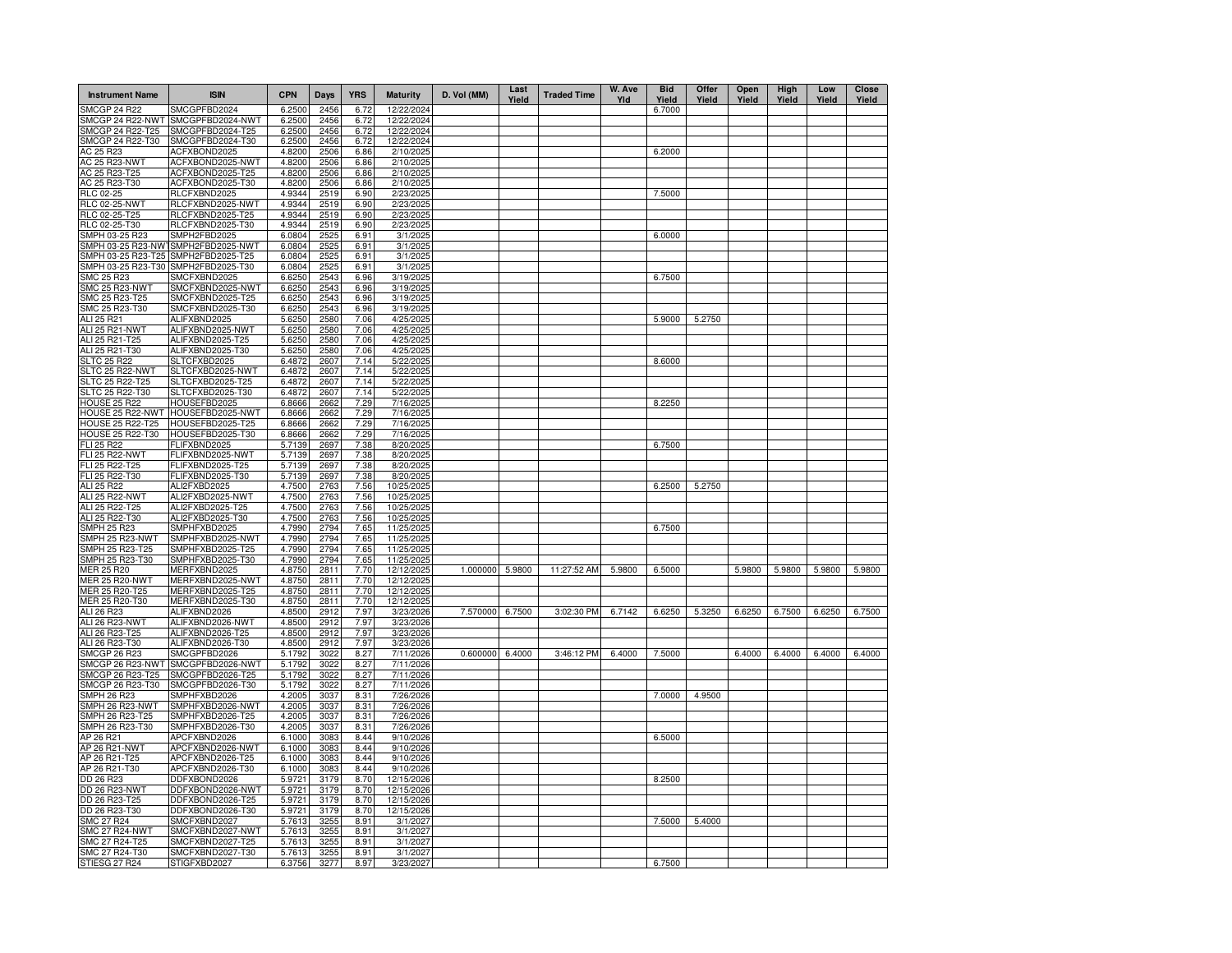| Instrument Name | ISIN | CPN | Days | YRS | Maturity | D. Vol (MM) | Last Yield | Traded Time | W. Ave Yld | Bid Yield | Offer Yield | Open Yield | High Yield | Low Yield | Close Yield |
|---|---|---|---|---|---|---|---|---|---|---|---|---|---|---|---|
| SMCGP 24 R22 | SMCGPFBD2024 | 6.2500 | 2456 | 6.72 | 12/22/2024 | | | | | 6.7000 | | | | | |
| SMCGP 24 R22-NWT | SMCGPFBD2024-NWT | 6.2500 | 2456 | 6.72 | 12/22/2024 | | | | | | | | | | |
| SMCGP 24 R22-T25 | SMCGPFBD2024-T25 | 6.2500 | 2456 | 6.72 | 12/22/2024 | | | | | | | | | | |
| SMCGP 24 R22-T30 | SMCGPFBD2024-T30 | 6.2500 | 2456 | 6.72 | 12/22/2024 | | | | | | | | | | |
| AC 25 R23 | ACFXBOND2025 | 4.8200 | 2506 | 6.86 | 2/10/2025 | | | | | 6.2000 | | | | | |
| AC 25 R23-NWT | ACFXBOND2025-NWT | 4.8200 | 2506 | 6.86 | 2/10/2025 | | | | | | | | | | |
| AC 25 R23-T25 | ACFXBOND2025-T25 | 4.8200 | 2506 | 6.86 | 2/10/2025 | | | | | | | | | | |
| AC 25 R23-T30 | ACFXBOND2025-T30 | 4.8200 | 2506 | 6.86 | 2/10/2025 | | | | | | | | | | |
| RLC 02-25 | RLCFXBND2025 | 4.9344 | 2519 | 6.90 | 2/23/2025 | | | | | 7.5000 | | | | | |
| RLC 02-25-NWT | RLCFXBND2025-NWT | 4.9344 | 2519 | 6.90 | 2/23/2025 | | | | | | | | | | |
| RLC 02-25-T25 | RLCFXBND2025-T25 | 4.9344 | 2519 | 6.90 | 2/23/2025 | | | | | | | | | | |
| RLC 02-25-T30 | RLCFXBND2025-T30 | 4.9344 | 2519 | 6.90 | 2/23/2025 | | | | | | | | | | |
| SMPH 03-25 R23 | SMPH2FBD2025 | 6.0804 | 2525 | 6.91 | 3/1/2025 | | | | | 6.0000 | | | | | |
| SMPH 03-25 R23-NWT | SMPH2FBD2025-NWT | 6.0804 | 2525 | 6.91 | 3/1/2025 | | | | | | | | | | |
| SMPH 03-25 R23-T25 | SMPH2FBD2025-T25 | 6.0804 | 2525 | 6.91 | 3/1/2025 | | | | | | | | | | |
| SMPH 03-25 R23-T30 | SMPH2FBD2025-T30 | 6.0804 | 2525 | 6.91 | 3/1/2025 | | | | | | | | | | |
| SMC 25 R23 | SMCFXBND2025 | 6.6250 | 2543 | 6.96 | 3/19/2025 | | | | | 6.7500 | | | | | |
| SMC 25 R23-NWT | SMCFXBND2025-NWT | 6.6250 | 2543 | 6.96 | 3/19/2025 | | | | | | | | | | |
| SMC 25 R23-T25 | SMCFXBND2025-T25 | 6.6250 | 2543 | 6.96 | 3/19/2025 | | | | | | | | | | |
| SMC 25 R23-T30 | SMCFXBND2025-T30 | 6.6250 | 2543 | 6.96 | 3/19/2025 | | | | | | | | | | |
| ALI 25 R21 | ALIFXBND2025 | 5.6250 | 2580 | 7.06 | 4/25/2025 | | | | | 5.9000 | 5.2750 | | | | |
| ALI 25 R21-NWT | ALIFXBND2025-NWT | 5.6250 | 2580 | 7.06 | 4/25/2025 | | | | | | | | | | |
| ALI 25 R21-T25 | ALIFXBND2025-T25 | 5.6250 | 2580 | 7.06 | 4/25/2025 | | | | | | | | | | |
| ALI 25 R21-T30 | ALIFXBND2025-T30 | 5.6250 | 2580 | 7.06 | 4/25/2025 | | | | | | | | | | |
| SLTC 25 R22 | SLTCFXBD2025 | 6.4872 | 2607 | 7.14 | 5/22/2025 | | | | | 8.6000 | | | | | |
| SLTC 25 R22-NWT | SLTCFXBD2025-NWT | 6.4872 | 2607 | 7.14 | 5/22/2025 | | | | | | | | | | |
| SLTC 25 R22-T25 | SLTCFXBD2025-T25 | 6.4872 | 2607 | 7.14 | 5/22/2025 | | | | | | | | | | |
| SLTC 25 R22-T30 | SLTCFXBD2025-T30 | 6.4872 | 2607 | 7.14 | 5/22/2025 | | | | | | | | | | |
| HOUSE 25 R22 | HOUSEFBD2025 | 6.8666 | 2662 | 7.29 | 7/16/2025 | | | | | 8.2250 | | | | | |
| HOUSE 25 R22-NWT | HOUSEFBD2025-NWT | 6.8666 | 2662 | 7.29 | 7/16/2025 | | | | | | | | | | |
| HOUSE 25 R22-T25 | HOUSEFBD2025-T25 | 6.8666 | 2662 | 7.29 | 7/16/2025 | | | | | | | | | | |
| HOUSE 25 R22-T30 | HOUSEFBD2025-T30 | 6.8666 | 2662 | 7.29 | 7/16/2025 | | | | | | | | | | |
| FLI 25 R22 | FLIFXBND2025 | 5.7139 | 2697 | 7.38 | 8/20/2025 | | | | | 6.7500 | | | | | |
| FLI 25 R22-NWT | FLIFXBND2025-NWT | 5.7139 | 2697 | 7.38 | 8/20/2025 | | | | | | | | | | |
| FLI 25 R22-T25 | FLIFXBND2025-T25 | 5.7139 | 2697 | 7.38 | 8/20/2025 | | | | | | | | | | |
| FLI 25 R22-T30 | FLIFXBND2025-T30 | 5.7139 | 2697 | 7.38 | 8/20/2025 | | | | | | | | | | |
| ALI 25 R22 | ALI2FXBD2025 | 4.7500 | 2763 | 7.56 | 10/25/2025 | | | | | 6.2500 | 5.2750 | | | | |
| ALI 25 R22-NWT | ALI2FXBD2025-NWT | 4.7500 | 2763 | 7.56 | 10/25/2025 | | | | | | | | | | |
| ALI 25 R22-T25 | ALI2FXBD2025-T25 | 4.7500 | 2763 | 7.56 | 10/25/2025 | | | | | | | | | | |
| ALI 25 R22-T30 | ALI2FXBD2025-T30 | 4.7500 | 2763 | 7.56 | 10/25/2025 | | | | | | | | | | |
| SMPH 25 R23 | SMPHFXBD2025 | 4.7990 | 2794 | 7.65 | 11/25/2025 | | | | | 6.7500 | | | | | |
| SMPH 25 R23-NWT | SMPHFXBD2025-NWT | 4.7990 | 2794 | 7.65 | 11/25/2025 | | | | | | | | | | |
| SMPH 25 R23-T25 | SMPHFXBD2025-T25 | 4.7990 | 2794 | 7.65 | 11/25/2025 | | | | | | | | | | |
| SMPH 25 R23-T30 | SMPHFXBD2025-T30 | 4.7990 | 2794 | 7.65 | 11/25/2025 | | | | | | | | | | |
| MER 25 R20 | MERFXBND2025 | 4.8750 | 2811 | 7.70 | 12/12/2025 | 1.000000 | 5.9800 | 11:27:52 AM | 5.9800 | 6.5000 | | 5.9800 | 5.9800 | 5.9800 | 5.9800 |
| MER 25 R20-NWT | MERFXBND2025-NWT | 4.8750 | 2811 | 7.70 | 12/12/2025 | | | | | | | | | | |
| MER 25 R20-T25 | MERFXBND2025-T25 | 4.8750 | 2811 | 7.70 | 12/12/2025 | | | | | | | | | | |
| MER 25 R20-T30 | MERFXBND2025-T30 | 4.8750 | 2811 | 7.70 | 12/12/2025 | | | | | | | | | | |
| ALI 26 R23 | ALIFXBND2026 | 4.8500 | 2912 | 7.97 | 3/23/2026 | 7.570000 | 6.7500 | 3:02:30 PM | 6.7142 | 6.6250 | 5.3250 | 6.6250 | 6.7500 | 6.6250 | 6.7500 |
| ALI 26 R23-NWT | ALIFXBND2026-NWT | 4.8500 | 2912 | 7.97 | 3/23/2026 | | | | | | | | | | |
| ALI 26 R23-T25 | ALIFXBND2026-T25 | 4.8500 | 2912 | 7.97 | 3/23/2026 | | | | | | | | | | |
| ALI 26 R23-T30 | ALIFXBND2026-T30 | 4.8500 | 2912 | 7.97 | 3/23/2026 | | | | | | | | | | |
| SMCGP 26 R23 | SMCGPFBD2026 | 5.1792 | 3022 | 8.27 | 7/11/2026 | 0.600000 | 6.4000 | 3:46:12 PM | 6.4000 | 7.5000 | | 6.4000 | 6.4000 | 6.4000 | 6.4000 |
| SMCGP 26 R23-NWT | SMCGPFBD2026-NWT | 5.1792 | 3022 | 8.27 | 7/11/2026 | | | | | | | | | | |
| SMCGP 26 R23-T25 | SMCGPFBD2026-T25 | 5.1792 | 3022 | 8.27 | 7/11/2026 | | | | | | | | | | |
| SMCGP 26 R23-T30 | SMCGPFBD2026-T30 | 5.1792 | 3022 | 8.27 | 7/11/2026 | | | | | | | | | | |
| SMPH 26 R23 | SMPHFXBD2026 | 4.2005 | 3037 | 8.31 | 7/26/2026 | | | | | 7.0000 | 4.9500 | | | | |
| SMPH 26 R23-NWT | SMPHFXBD2026-NWT | 4.2005 | 3037 | 8.31 | 7/26/2026 | | | | | | | | | | |
| SMPH 26 R23-T25 | SMPHFXBD2026-T25 | 4.2005 | 3037 | 8.31 | 7/26/2026 | | | | | | | | | | |
| SMPH 26 R23-T30 | SMPHFXBD2026-T30 | 4.2005 | 3037 | 8.31 | 7/26/2026 | | | | | | | | | | |
| AP 26 R21 | APCFXBND2026 | 6.1000 | 3083 | 8.44 | 9/10/2026 | | | | | 6.5000 | | | | | |
| AP 26 R21-NWT | APCFXBND2026-NWT | 6.1000 | 3083 | 8.44 | 9/10/2026 | | | | | | | | | | |
| AP 26 R21-T25 | APCFXBND2026-T25 | 6.1000 | 3083 | 8.44 | 9/10/2026 | | | | | | | | | | |
| AP 26 R21-T30 | APCFXBND2026-T30 | 6.1000 | 3083 | 8.44 | 9/10/2026 | | | | | | | | | | |
| DD 26 R23 | DDFXBOND2026 | 5.9721 | 3179 | 8.70 | 12/15/2026 | | | | | 8.2500 | | | | | |
| DD 26 R23-NWT | DDFXBOND2026-NWT | 5.9721 | 3179 | 8.70 | 12/15/2026 | | | | | | | | | | |
| DD 26 R23-T25 | DDFXBOND2026-T25 | 5.9721 | 3179 | 8.70 | 12/15/2026 | | | | | | | | | | |
| DD 26 R23-T30 | DDFXBOND2026-T30 | 5.9721 | 3179 | 8.70 | 12/15/2026 | | | | | | | | | | |
| SMC 27 R24 | SMCFXBND2027 | 5.7613 | 3255 | 8.91 | 3/1/2027 | | | | | 7.5000 | 5.4000 | | | | |
| SMC 27 R24-NWT | SMCFXBND2027-NWT | 5.7613 | 3255 | 8.91 | 3/1/2027 | | | | | | | | | | |
| SMC 27 R24-T25 | SMCFXBND2027-T25 | 5.7613 | 3255 | 8.91 | 3/1/2027 | | | | | | | | | | |
| SMC 27 R24-T30 | SMCFXBND2027-T30 | 5.7613 | 3255 | 8.91 | 3/1/2027 | | | | | | | | | | |
| STIESG 27 R24 | STIGFXBD2027 | 6.3756 | 3277 | 8.97 | 3/23/2027 | | | | | 6.7500 | | | | | |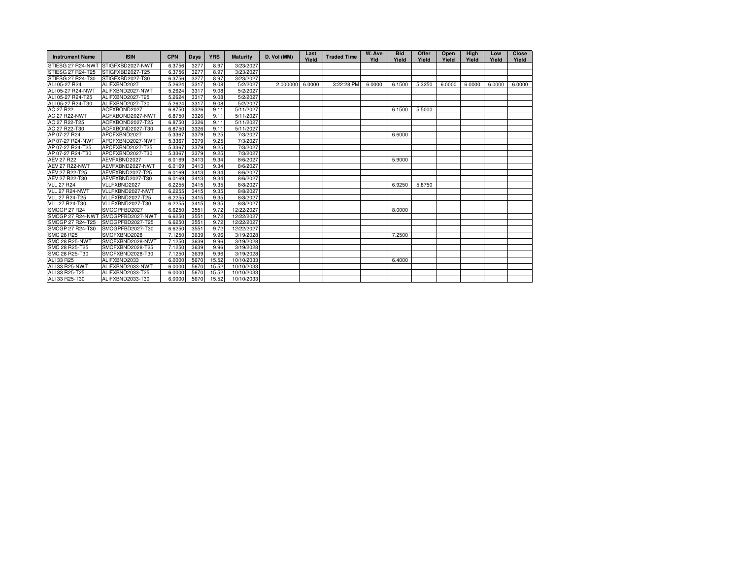| Instrument Name | ISIN | CPN | Days | YRS | Maturity | D. Vol (MM) | Last Yield | Traded Time | W. Ave Yld | Bid Yield | Offer Yield | Open Yield | High Yield | Low Yield | Close Yield |
|---|---|---|---|---|---|---|---|---|---|---|---|---|---|---|---|
| STIESG 27 R24-NWT | STIGFXBD2027-NWT | 6.3756 | 3277 | 8.97 | 3/23/2027 | | | | | | | | | | |
| STIESG 27 R24-T25 | STIGFXBD2027-T25 | 6.3756 | 3277 | 8.97 | 3/23/2027 | | | | | | | | | | |
| STIESG 27 R24-T30 | STIGFXBD2027-T30 | 6.3756 | 3277 | 8.97 | 3/23/2027 | | | | | | | | | | |
| ALI 05-27 R24 | ALIFXBND2027 | 5.2624 | 3317 | 9.08 | 5/2/2027 | 2.000000 | 6.0000 | 3:22:28 PM | 6.0000 | 6.1500 | 5.3250 | 6.0000 | 6.0000 | 6.0000 | 6.0000 |
| ALI 05-27 R24-NWT | ALIFXBND2027-NWT | 5.2624 | 3317 | 9.08 | 5/2/2027 | | | | | | | | | | |
| ALI 05-27 R24-T25 | ALIFXBND2027-T25 | 5.2624 | 3317 | 9.08 | 5/2/2027 | | | | | | | | | | |
| ALI 05-27 R24-T30 | ALIFXBND2027-T30 | 5.2624 | 3317 | 9.08 | 5/2/2027 | | | | | | | | | | |
| AC 27 R22 | ACFXBOND2027 | 6.8750 | 3326 | 9.11 | 5/11/2027 | | | | | 6.1500 | 5.5000 | | | | |
| AC 27 R22-NWT | ACFXBOND2027-NWT | 6.8750 | 3326 | 9.11 | 5/11/2027 | | | | | | | | | | |
| AC 27 R22-T25 | ACFXBOND2027-T25 | 6.8750 | 3326 | 9.11 | 5/11/2027 | | | | | | | | | | |
| AC 27 R22-T30 | ACFXBOND2027-T30 | 6.8750 | 3326 | 9.11 | 5/11/2027 | | | | | | | | | | |
| AP 07-27 R24 | APCFXBND2027 | 5.3367 | 3379 | 9.25 | 7/3/2027 | | | | | 6.6000 | | | | | |
| AP 07-27 R24-NWT | APCFXBND2027-NWT | 5.3367 | 3379 | 9.25 | 7/3/2027 | | | | | | | | | | |
| AP 07-27 R24-T25 | APCFXBND2027-T25 | 5.3367 | 3379 | 9.25 | 7/3/2027 | | | | | | | | | | |
| AP 07-27 R24-T30 | APCFXBND2027-T30 | 5.3367 | 3379 | 9.25 | 7/3/2027 | | | | | | | | | | |
| AEV 27 R22 | AEVFXBND2027 | 6.0169 | 3413 | 9.34 | 8/6/2027 | | | | | 5.9000 | | | | | |
| AEV 27 R22-NWT | AEVFXBND2027-NWT | 6.0169 | 3413 | 9.34 | 8/6/2027 | | | | | | | | | | |
| AEV 27 R22-T25 | AEVFXBND2027-T25 | 6.0169 | 3413 | 9.34 | 8/6/2027 | | | | | | | | | | |
| AEV 27 R22-T30 | AEVFXBND2027-T30 | 6.0169 | 3413 | 9.34 | 8/6/2027 | | | | | | | | | | |
| VLL 27 R24 | VLLFXBND2027 | 6.2255 | 3415 | 9.35 | 8/8/2027 | | | | | 6.9250 | 5.8750 | | | | |
| VLL 27 R24-NWT | VLLFXBND2027-NWT | 6.2255 | 3415 | 9.35 | 8/8/2027 | | | | | | | | | | |
| VLL 27 R24-T25 | VLLFXBND2027-T25 | 6.2255 | 3415 | 9.35 | 8/8/2027 | | | | | | | | | | |
| VLL 27 R24-T30 | VLLFXBND2027-T30 | 6.2255 | 3415 | 9.35 | 8/8/2027 | | | | | | | | | | |
| SMCGP 27 R24 | SMCGPFBD2027 | 6.6250 | 3551 | 9.72 | 12/22/2027 | | | | | 8.0000 | | | | | |
| SMCGP 27 R24-NWT | SMCGPFBD2027-NWT | 6.6250 | 3551 | 9.72 | 12/22/2027 | | | | | | | | | | |
| SMCGP 27 R24-T25 | SMCGPFBD2027-T25 | 6.6250 | 3551 | 9.72 | 12/22/2027 | | | | | | | | | | |
| SMCGP 27 R24-T30 | SMCGPFBD2027-T30 | 6.6250 | 3551 | 9.72 | 12/22/2027 | | | | | | | | | | |
| SMC 28 R25 | SMCFXBND2028 | 7.1250 | 3639 | 9.96 | 3/19/2028 | | | | | 7.2500 | | | | | |
| SMC 28 R25-NWT | SMCFXBND2028-NWT | 7.1250 | 3639 | 9.96 | 3/19/2028 | | | | | | | | | | |
| SMC 28 R25-T25 | SMCFXBND2028-T25 | 7.1250 | 3639 | 9.96 | 3/19/2028 | | | | | | | | | | |
| SMC 28 R25-T30 | SMCFXBND2028-T30 | 7.1250 | 3639 | 9.96 | 3/19/2028 | | | | | | | | | | |
| ALI 33 R25 | ALIFXBND2033 | 6.0000 | 5670 | 15.52 | 10/10/2033 | | | | | 6.4000 | | | | | |
| ALI 33 R25-NWT | ALIFXBND2033-NWT | 6.0000 | 5670 | 15.52 | 10/10/2033 | | | | | | | | | | |
| ALI 33 R25-T25 | ALIFXBND2033-T25 | 6.0000 | 5670 | 15.52 | 10/10/2033 | | | | | | | | | | |
| ALI 33 R25-T30 | ALIFXBND2033-T30 | 6.0000 | 5670 | 15.52 | 10/10/2033 | | | | | | | | | | |